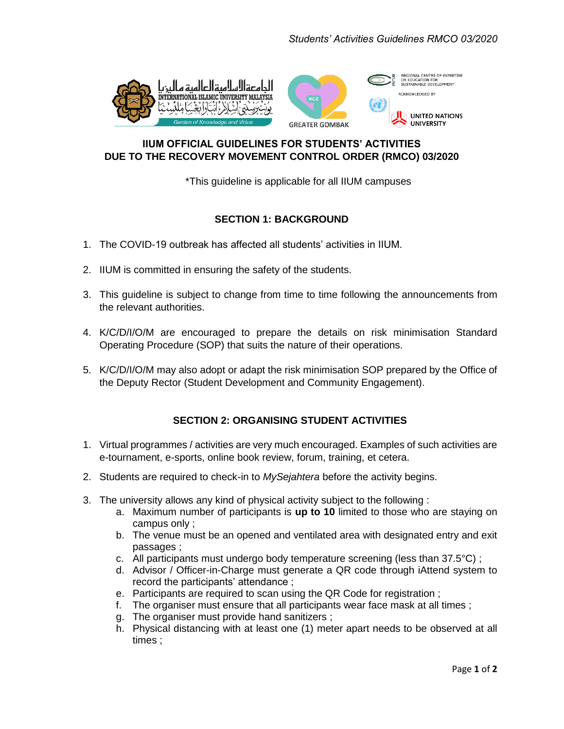# IIUM OFFICIAL GUIDELINES FOR STUDENTS' ACTIVITIES DUE TO THE RECOVERY MOVEMENT CONTROL ORDER (RMCO) 03/2020

*This guideline is applicable for all IIUM campuses

## SECTION 1: BACKGROUND

1. The COVID-19 outbreak has affected all students' activities in IIUM.
2. IIUM is committed in ensuring the safety of the students.
3. This guideline is subject to change from time to time following the announcements from the relevant authorities.
4. K/C/D/I/O/M are encouraged to prepare the details on risk minimisation Standard Operating Procedure (SOP) that suits the nature of their operations.
5. K/C/D/I/O/M may also adopt or adapt the risk minimisation SOP prepared by the Office of the Deputy Rector (Student Development and Community Engagement).

## SECTION 2: ORGANISING STUDENT ACTIVITIES

1. Virtual programmes / activities are very much encouraged. Examples of such activities are e-tournament, e-sports, online book review, forum, training, et cetera.
2. Students are required to check-in to *MySejahtera* before the activity begins.
3. The university allows any kind of physical activity subject to the following :
   a. Maximum number of participants is **up to 10** limited to those who are staying on campus only ;
   b. The venue must be an opened and ventilated area with designated entry and exit passages ;
   c. All participants must undergo body temperature screening (less than 37.5°C) ;
   d. Advisor / Officer-in-Charge must generate a QR code through iAttend system to record the participants' attendance ;
   e. Participants are required to scan using the QR Code for registration ;
   f. The organiser must ensure that all participants wear face mask at all times ;
   g. The organiser must provide hand sanitizers ;
   h. Physical distancing with at least one (1) meter apart needs to be observed at all times ;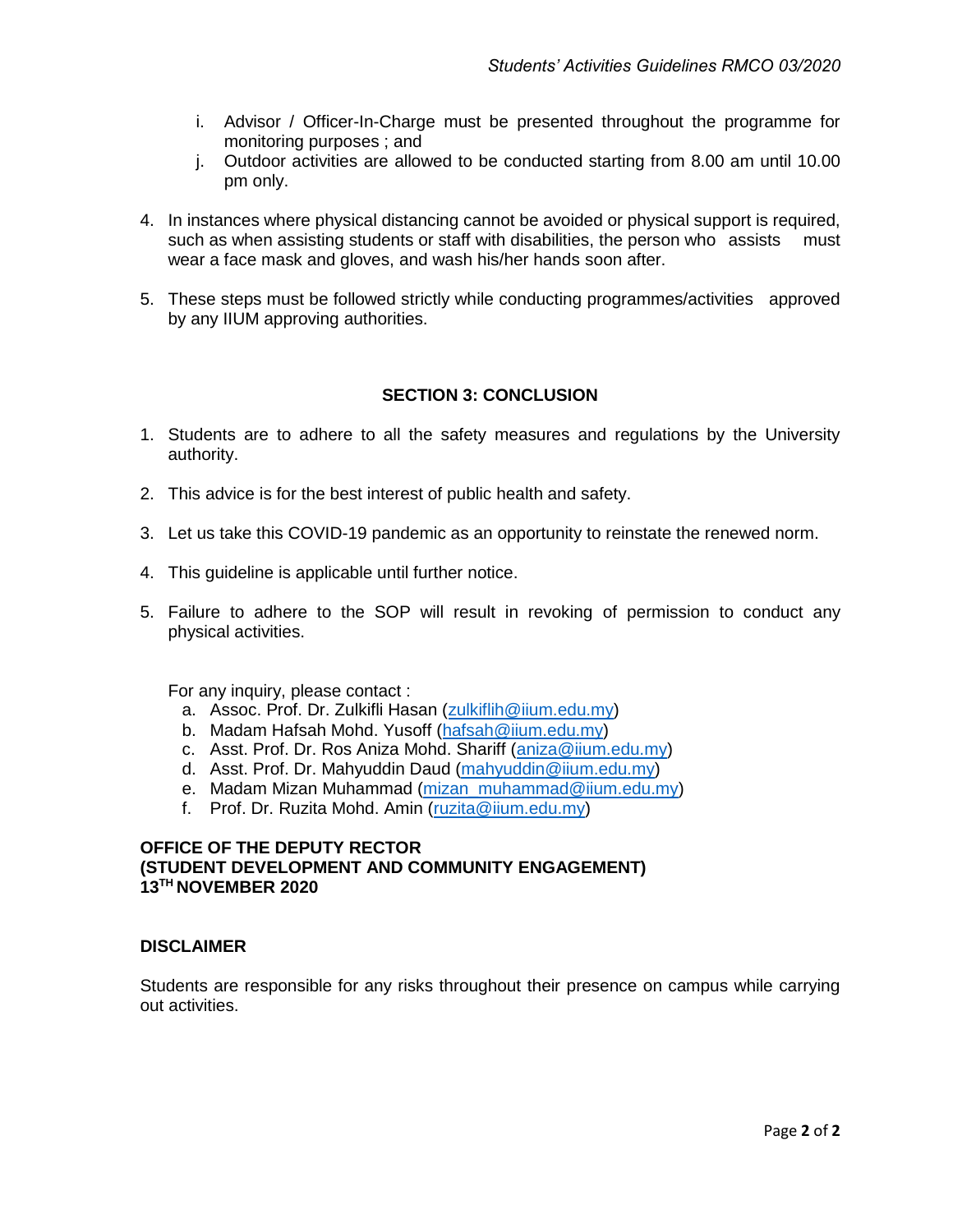i. Advisor / Officer-In-Charge must be presented throughout the programme for monitoring purposes ; and
j. Outdoor activities are allowed to be conducted starting from 8.00 am until 10.00 pm only.

4. In instances where physical distancing cannot be avoided or physical support is required, such as when assisting students or staff with disabilities, the person who assists must wear a face mask and gloves, and wash his/her hands soon after.

5. These steps must be followed strictly while conducting programmes/activities approved by any IIUM approving authorities.

## SECTION 3: CONCLUSION

1. Students are to adhere to all the safety measures and regulations by the University authority.

2. This advice is for the best interest of public health and safety.

3. Let us take this COVID-19 pandemic as an opportunity to reinstate the renewed norm.

4. This guideline is applicable until further notice.

5. Failure to adhere to the SOP will result in revoking of permission to conduct any physical activities.

For any inquiry, please contact :

a. Assoc. Prof. Dr. Zulkifli Hasan (zulkiflih@iium.edu.my)
b. Madam Hafsah Mohd. Yusoff (hafsah@iium.edu.my)
c. Asst. Prof. Dr. Ros Aniza Mohd. Shariff (aniza@iium.edu.my)
d. Asst. Prof. Dr. Mahyuddin Daud (mahyuddin@iium.edu.my)
e. Madam Mizan Muhammad (mizan_muhammad@iium.edu.my)
f. Prof. Dr. Ruzita Mohd. Amin (ruzita@iium.edu.my)

**OFFICE OF THE DEPUTY RECTOR**
**(STUDENT DEVELOPMENT AND COMMUNITY ENGAGEMENT)**
**13TH NOVEMBER 2020**

**DISCLAIMER**

Students are responsible for any risks throughout their presence on campus while carrying out activities.